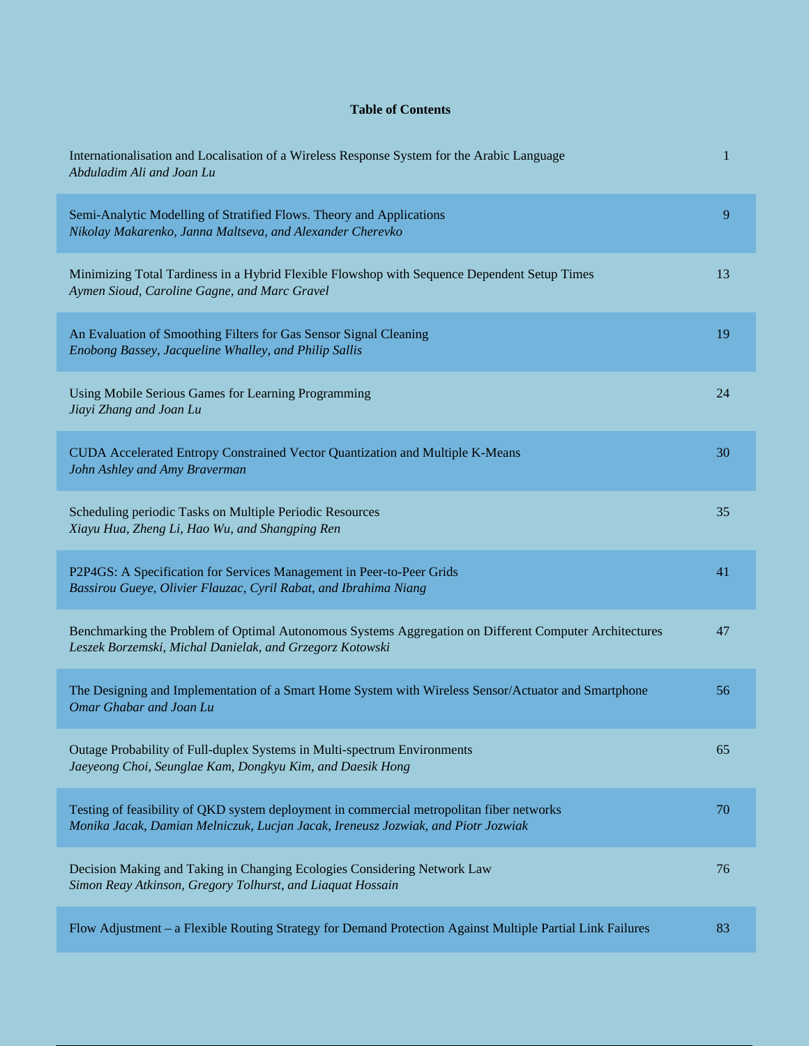**Table of Contents**

| | |
|---|---|
| Internationalisation and Localisation of a Wireless Response System for the Arabic Language<br>*Abduladim Ali and Joan Lu* | 1 |
| Semi-Analytic Modelling of Stratified Flows. Theory and Applications<br>*Nikolay Makarenko, Janna Maltseva, and Alexander Cherevko* | 9 |
| Minimizing Total Tardiness in a Hybrid Flexible Flowshop with Sequence Dependent Setup Times<br>*Aymen Sioud, Caroline Gagne, and Marc Gravel* | 13 |
| An Evaluation of Smoothing Filters for Gas Sensor Signal Cleaning<br>*Enobong Bassey, Jacqueline Whalley, and Philip Sallis* | 19 |
| Using Mobile Serious Games for Learning Programming<br>*Jiayi Zhang and Joan Lu* | 24 |
| CUDA Accelerated Entropy Constrained Vector Quantization and Multiple K-Means<br>*John Ashley and Amy Braverman* | 30 |
| Scheduling periodic Tasks on Multiple Periodic Resources<br>*Xiayu Hua, Zheng Li, Hao Wu, and Shangping Ren* | 35 |
| P2P4GS: A Specification for Services Management in Peer-to-Peer Grids<br>*Bassirou Gueye, Olivier Flauzac, Cyril Rabat, and Ibrahima Niang* | 41 |
| Benchmarking the Problem of Optimal Autonomous Systems Aggregation on Different Computer Architectures<br>*Leszek Borzemski, Michal Danielak, and Grzegorz Kotowski* | 47 |
| The Designing and Implementation of a Smart Home System with Wireless Sensor/Actuator and Smartphone<br>*Omar Ghabar and Joan Lu* | 56 |
| Outage Probability of Full-duplex Systems in Multi-spectrum Environments<br>*Jaeyeong Choi, Seunglae Kam, Dongkyu Kim, and Daesik Hong* | 65 |
| Testing of feasibility of QKD system deployment in commercial metropolitan fiber networks<br>*Monika Jacak, Damian Melniczuk, Lucjan Jacak, Ireneusz Jozwiak, and Piotr Jozwiak* | 70 |
| Decision Making and Taking in Changing Ecologies Considering Network Law<br>*Simon Reay Atkinson, Gregory Tolhurst, and Liaquat Hossain* | 76 |
| Flow Adjustment – a Flexible Routing Strategy for Demand Protection Against Multiple Partial Link Failures | 83 |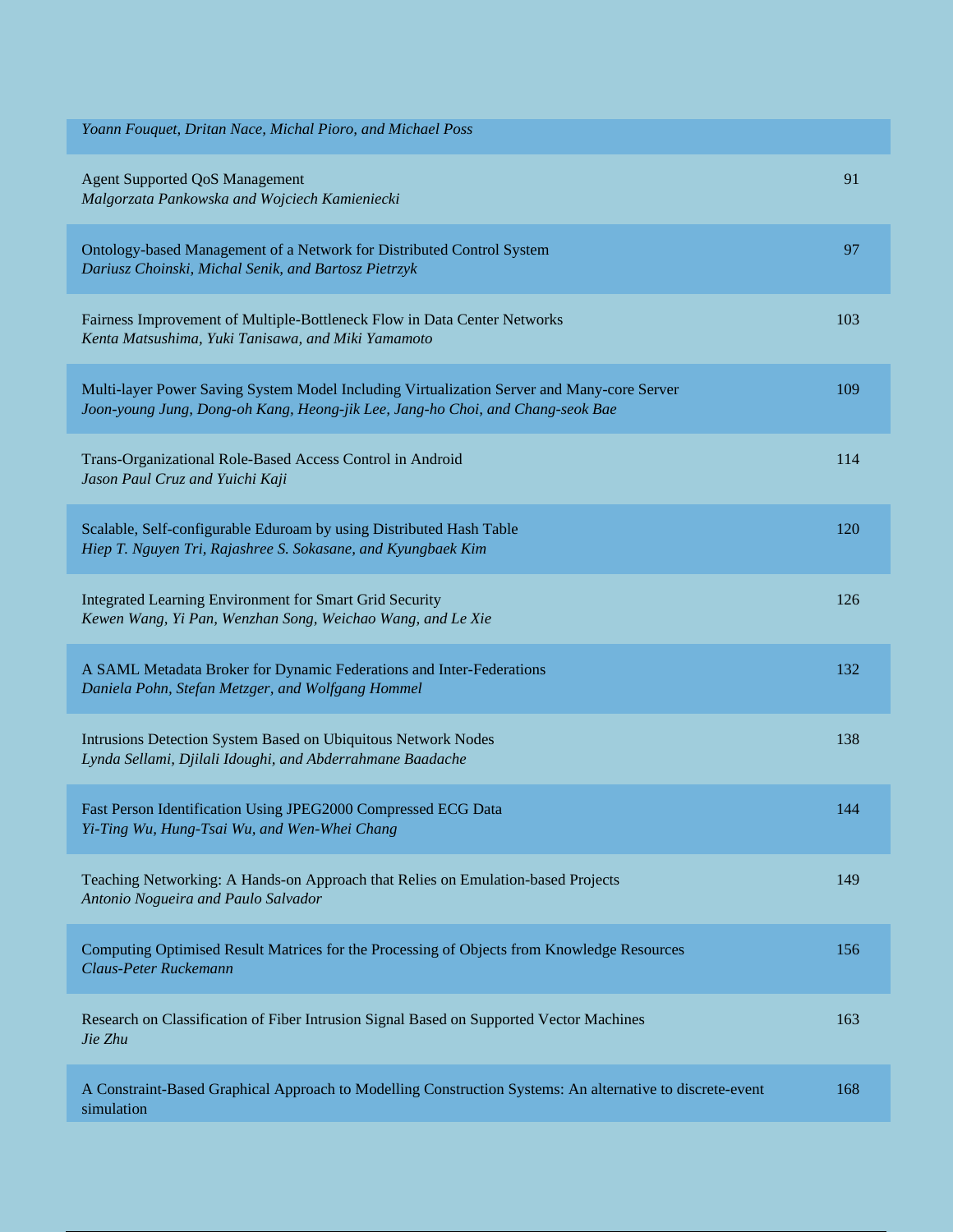*Yoann Fouquet, Dritan Nace, Michal Pioro, and Michael Poss*

| | |
|---|---|
| Agent Supported QoS Management<br>*Malgorzata Pankowska and Wojciech Kamieniecki* | 91 |
| Ontology-based Management of a Network for Distributed Control System<br>*Dariusz Choinski, Michal Senik, and Bartosz Pietrzyk* | 97 |
| Fairness Improvement of Multiple-Bottleneck Flow in Data Center Networks<br>*Kenta Matsushima, Yuki Tanisawa, and Miki Yamamoto* | 103 |
| Multi-layer Power Saving System Model Including Virtualization Server and Many-core Server<br>*Joon-young Jung, Dong-oh Kang, Heong-jik Lee, Jang-ho Choi, and Chang-seok Bae* | 109 |
| Trans-Organizational Role-Based Access Control in Android<br>*Jason Paul Cruz and Yuichi Kaji* | 114 |
| Scalable, Self-configurable Eduroam by using Distributed Hash Table<br>*Hiep T. Nguyen Tri, Rajashree S. Sokasane, and Kyungbaek Kim* | 120 |
| Integrated Learning Environment for Smart Grid Security<br>*Kewen Wang, Yi Pan, Wenzhan Song, Weichao Wang, and Le Xie* | 126 |
| A SAML Metadata Broker for Dynamic Federations and Inter-Federations<br>*Daniela Pohn, Stefan Metzger, and Wolfgang Hommel* | 132 |
| Intrusions Detection System Based on Ubiquitous Network Nodes<br>*Lynda Sellami, Djilali Idoughi, and Abderrahmane Baadache* | 138 |
| Fast Person Identification Using JPEG2000 Compressed ECG Data<br>*Yi-Ting Wu, Hung-Tsai Wu, and Wen-Whei Chang* | 144 |
| Teaching Networking: A Hands-on Approach that Relies on Emulation-based Projects<br>*Antonio Nogueira and Paulo Salvador* | 149 |
| Computing Optimised Result Matrices for the Processing of Objects from Knowledge Resources<br>*Claus-Peter Ruckemann* | 156 |
| Research on Classification of Fiber Intrusion Signal Based on Supported Vector Machines<br>*Jie Zhu* | 163 |
| A Constraint-Based Graphical Approach to Modelling Construction Systems: An alternative to discrete-event simulation | 168 |